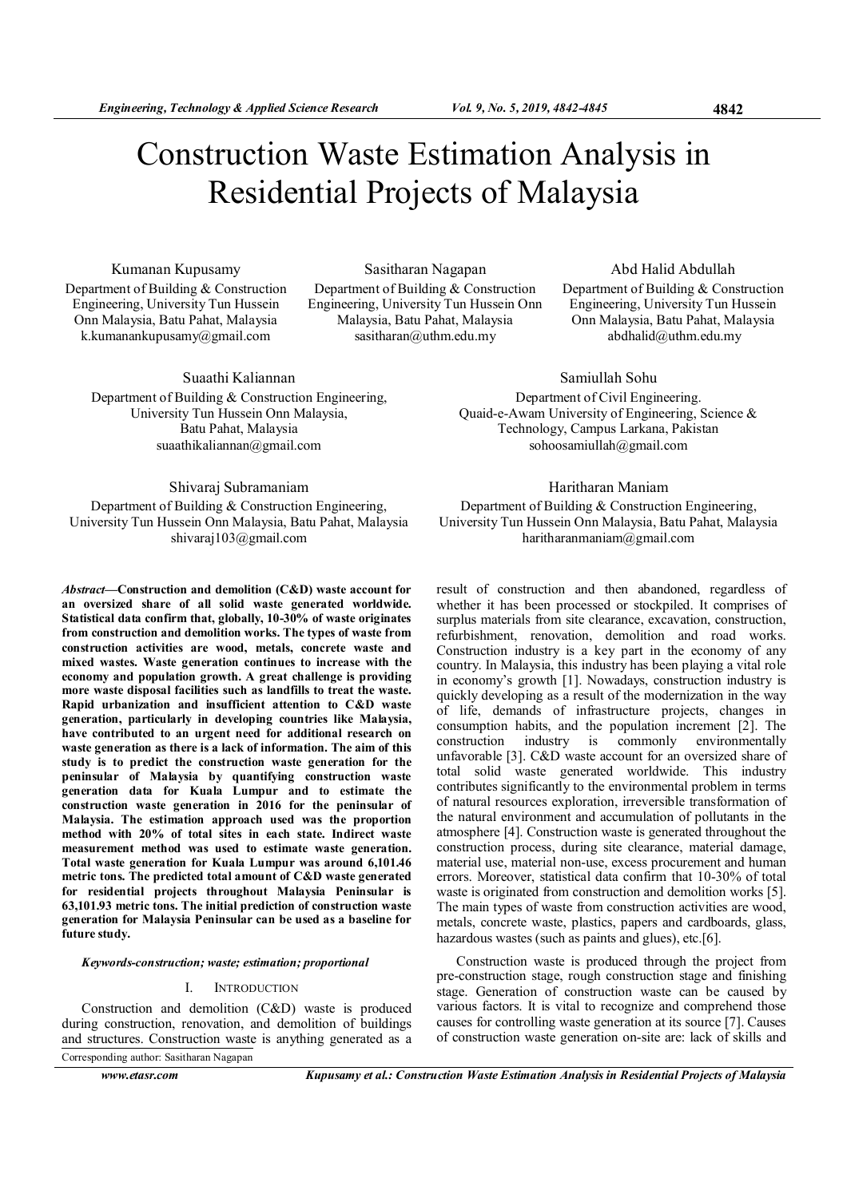# Construction Waste Estimation Analysis in Residential Projects of Malaysia

Kumanan Kupusamy
Department of Building & Construction Engineering, University Tun Hussein Onn Malaysia, Batu Pahat, Malaysia
k.kumanankupusamy@gmail.com

Sasitharan Nagapan
Department of Building & Construction Engineering, University Tun Hussein Onn Malaysia, Batu Pahat, Malaysia
sasitharan@uthm.edu.my

Abd Halid Abdullah
Department of Building & Construction Engineering, University Tun Hussein Onn Malaysia, Batu Pahat, Malaysia
abdhalid@uthm.edu.my

Suaathi Kaliannan
Department of Building & Construction Engineering, University Tun Hussein Onn Malaysia, Batu Pahat, Malaysia
suaathikaliannan@gmail.com

Samiullah Sohu
Department of Civil Engineering. Quaid-e-Awam University of Engineering, Science & Technology, Campus Larkana, Pakistan
sohoosamiullah@gmail.com

Shivaraj Subramaniam
Department of Building & Construction Engineering, University Tun Hussein Onn Malaysia, Batu Pahat, Malaysia
shivaraj103@gmail.com

Haritharan Maniam
Department of Building & Construction Engineering, University Tun Hussein Onn Malaysia, Batu Pahat, Malaysia
haritharanmaniam@gmail.com

***Abstract*—Construction and demolition (C&D) waste account for an oversized share of all solid waste generated worldwide. Statistical data confirm that, globally, 10-30% of waste originates from construction and demolition works. The types of waste from construction activities are wood, metals, concrete waste and mixed wastes. Waste generation continues to increase with the economy and population growth. A great challenge is providing more waste disposal facilities such as landfills to treat the waste. Rapid urbanization and insufficient attention to C&D waste generation, particularly in developing countries like Malaysia, have contributed to an urgent need for additional research on waste generation as there is a lack of information. The aim of this study is to predict the construction waste generation for the peninsular of Malaysia by quantifying construction waste generation data for Kuala Lumpur and to estimate the construction waste generation in 2016 for the peninsular of Malaysia. The estimation approach used was the proportion method with 20% of total sites in each state. Indirect waste measurement method was used to estimate waste generation. Total waste generation for Kuala Lumpur was around 6,101.46 metric tons. The predicted total amount of C&D waste generated for residential projects throughout Malaysia Peninsular is 63,101.93 metric tons. The initial prediction of construction waste generation for Malaysia Peninsular can be used as a baseline for future study.**

***Keywords-construction; waste; estimation; proportional***

## I. Introduction

Construction and demolition (C&D) waste is produced during construction, renovation, and demolition of buildings and structures. Construction waste is anything generated as a result of construction and then abandoned, regardless of whether it has been processed or stockpiled. It comprises of surplus materials from site clearance, excavation, construction, refurbishment, renovation, demolition and road works. Construction industry is a key part in the economy of any country. In Malaysia, this industry has been playing a vital role in economy's growth [1]. Nowadays, construction industry is quickly developing as a result of the modernization in the way of life, demands of infrastructure projects, changes in consumption habits, and the population increment [2]. The construction industry is commonly environmentally unfavorable [3]. C&D waste account for an oversized share of total solid waste generated worldwide. This industry contributes significantly to the environmental problem in terms of natural resources exploration, irreversible transformation of the natural environment and accumulation of pollutants in the atmosphere [4]. Construction waste is generated throughout the construction process, during site clearance, material damage, material use, material non-use, excess procurement and human errors. Moreover, statistical data confirm that 10-30% of total waste is originated from construction and demolition works [5]. The main types of waste from construction activities are wood, metals, concrete waste, plastics, papers and cardboards, glass, hazardous wastes (such as paints and glues), etc.[6].

Construction waste is produced through the project from pre-construction stage, rough construction stage and finishing stage. Generation of construction waste can be caused by various factors. It is vital to recognize and comprehend those causes for controlling waste generation at its source [7]. Causes of construction waste generation on-site are: lack of skills and

Corresponding author: Sasitharan Nagapan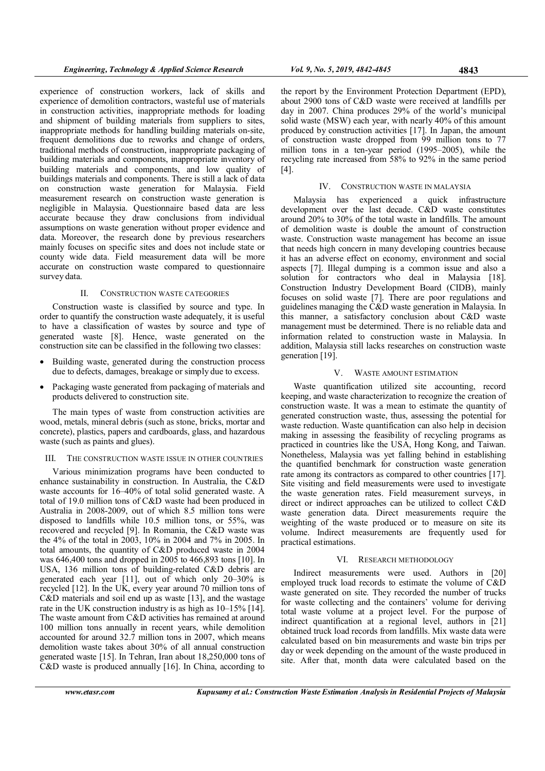experience of construction workers, lack of skills and experience of demolition contractors, wasteful use of materials in construction activities, inappropriate methods for loading and shipment of building materials from suppliers to sites, inappropriate methods for handling building materials on-site, frequent demolitions due to reworks and change of orders, traditional methods of construction, inappropriate packaging of building materials and components, inappropriate inventory of building materials and components, and low quality of buildings materials and components. There is still a lack of data on construction waste generation for Malaysia. Field measurement research on construction waste generation is negligible in Malaysia. Questionnaire based data are less accurate because they draw conclusions from individual assumptions on waste generation without proper evidence and data. Moreover, the research done by previous researchers mainly focuses on specific sites and does not include state or county wide data. Field measurement data will be more accurate on construction waste compared to questionnaire survey data.

## II. Construction Waste Categories

Construction waste is classified by source and type. In order to quantify the construction waste adequately, it is useful to have a classification of wastes by source and type of generated waste [8]. Hence, waste generated on the construction site can be classified in the following two classes:

- Building waste, generated during the construction process due to defects, damages, breakage or simply due to excess.
- Packaging waste generated from packaging of materials and products delivered to construction site.

The main types of waste from construction activities are wood, metals, mineral debris (such as stone, bricks, mortar and concrete), plastics, papers and cardboards, glass, and hazardous waste (such as paints and glues).

## III. The Construction Waste Issue in Other Countries

Various minimization programs have been conducted to enhance sustainability in construction. In Australia, the C&D waste accounts for 16–40% of total solid generated waste. A total of 19.0 million tons of C&D waste had been produced in Australia in 2008-2009, out of which 8.5 million tons were disposed to landfills while 10.5 million tons, or 55%, was recovered and recycled [9]. In Romania, the C&D waste was the 4% of the total in 2003, 10% in 2004 and 7% in 2005. In total amounts, the quantity of C&D produced waste in 2004 was 646,400 tons and dropped in 2005 to 466,893 tons [10]. In USA, 136 million tons of building-related C&D debris are generated each year [11], out of which only 20–30% is recycled [12]. In the UK, every year around 70 million tons of C&D materials and soil end up as waste [13], and the wastage rate in the UK construction industry is as high as 10–15% [14]. The waste amount from C&D activities has remained at around 100 million tons annually in recent years, while demolition accounted for around 32.7 million tons in 2007, which means demolition waste takes about 30% of all annual construction generated waste [15]. In Tehran, Iran about 18,250,000 tons of C&D waste is produced annually [16]. In China, according to the report by the Environment Protection Department (EPD), about 2900 tons of C&D waste were received at landfills per day in 2007. China produces 29% of the world's municipal solid waste (MSW) each year, with nearly 40% of this amount produced by construction activities [17]. In Japan, the amount of construction waste dropped from 99 million tons to 77 million tons in a ten-year period (1995–2005), while the recycling rate increased from 58% to 92% in the same period [4].

## IV. Construction Waste in Malaysia

Malaysia has experienced a quick infrastructure development over the last decade. C&D waste constitutes around 20% to 30% of the total waste in landfills. The amount of demolition waste is double the amount of construction waste. Construction waste management has become an issue that needs high concern in many developing countries because it has an adverse effect on economy, environment and social aspects [7]. Illegal dumping is a common issue and also a solution for contractors who deal in Malaysia [18]. Construction Industry Development Board (CIDB), mainly focuses on solid waste [7]. There are poor regulations and guidelines managing the C&D waste generation in Malaysia. In this manner, a satisfactory conclusion about C&D waste management must be determined. There is no reliable data and information related to construction waste in Malaysia. In addition, Malaysia still lacks researches on construction waste generation [19].

## V. Waste Amount Estimation

Waste quantification utilized site accounting, record keeping, and waste characterization to recognize the creation of construction waste. It was a mean to estimate the quantity of generated construction waste, thus, assessing the potential for waste reduction. Waste quantification can also help in decision making in assessing the feasibility of recycling programs as practiced in countries like the USA, Hong Kong, and Taiwan. Nonetheless, Malaysia was yet falling behind in establishing the quantified benchmark for construction waste generation rate among its contractors as compared to other countries [17]. Site visiting and field measurements were used to investigate the waste generation rates. Field measurement surveys, in direct or indirect approaches can be utilized to collect C&D waste generation data. Direct measurements require the weighting of the waste produced or to measure on site its volume. Indirect measurements are frequently used for practical estimations.

## VI. Research Methodology

Indirect measurements were used. Authors in [20] employed truck load records to estimate the volume of C&D waste generated on site. They recorded the number of trucks for waste collecting and the containers' volume for deriving total waste volume at a project level. For the purpose of indirect quantification at a regional level, authors in [21] obtained truck load records from landfills. Mix waste data were calculated based on bin measurements and waste bin trips per day or week depending on the amount of the waste produced in site. After that, month data were calculated based on the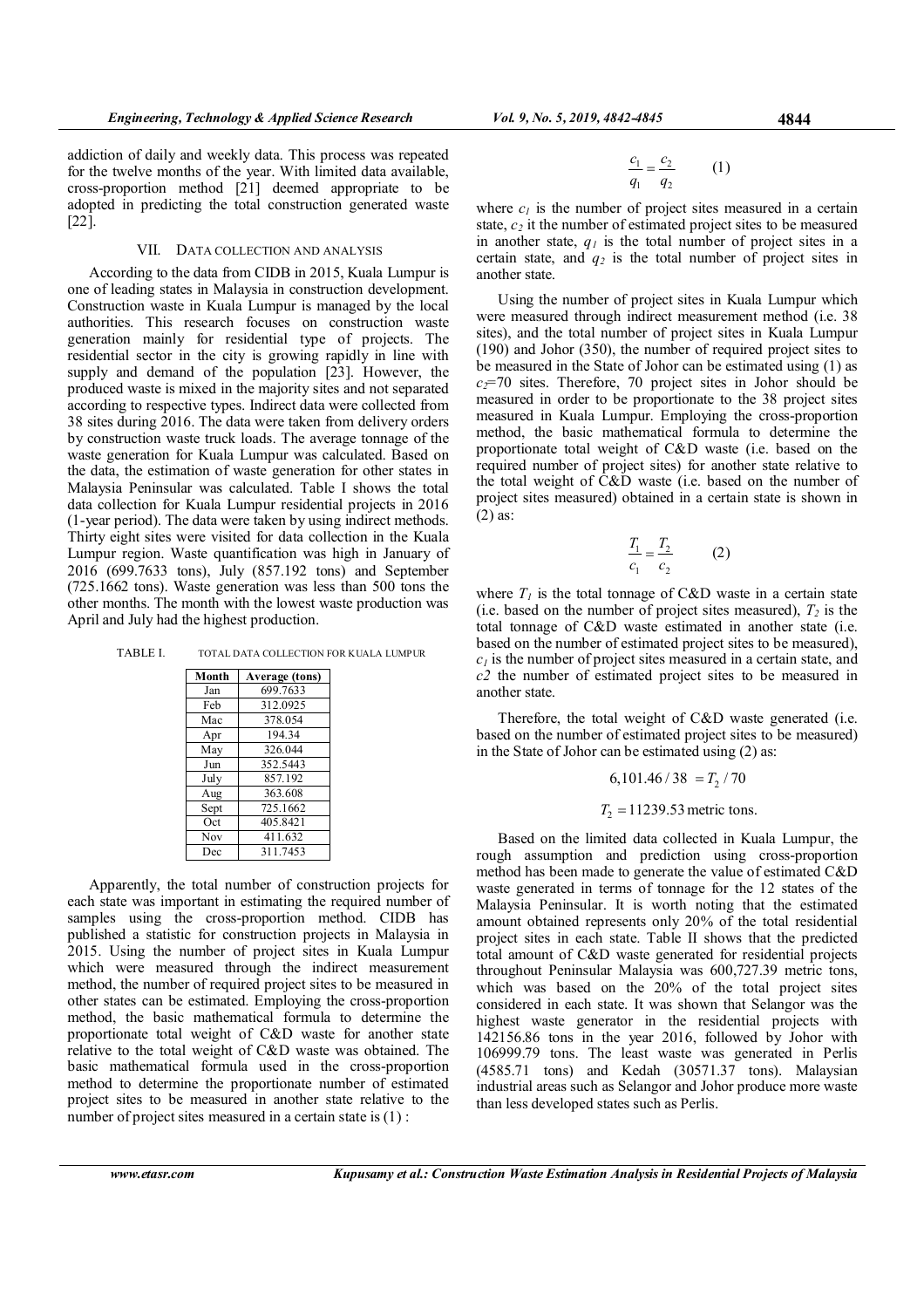addiction of daily and weekly data. This process was repeated for the twelve months of the year. With limited data available, cross-proportion method [21] deemed appropriate to be adopted in predicting the total construction generated waste [22].

## VII. Data Collection and Analysis

According to the data from CIDB in 2015, Kuala Lumpur is one of leading states in Malaysia in construction development. Construction waste in Kuala Lumpur is managed by the local authorities. This research focuses on construction waste generation mainly for residential type of projects. The residential sector in the city is growing rapidly in line with supply and demand of the population [23]. However, the produced waste is mixed in the majority sites and not separated according to respective types. Indirect data were collected from 38 sites during 2016. The data were taken from delivery orders by construction waste truck loads. The average tonnage of the waste generation for Kuala Lumpur was calculated. Based on the data, the estimation of waste generation for other states in Malaysia Peninsular was calculated. Table I shows the total data collection for Kuala Lumpur residential projects in 2016 (1-year period). The data were taken by using indirect methods. Thirty eight sites were visited for data collection in the Kuala Lumpur region. Waste quantification was high in January of 2016 (699.7633 tons), July (857.192 tons) and September (725.1662 tons). Waste generation was less than 500 tons the other months. The month with the lowest waste production was April and July had the highest production.

TABLE I. TOTAL DATA COLLECTION FOR KUALA LUMPUR

| Month | Average (tons) |
|---|---|
| Jan | 699.7633 |
| Feb | 312.0925 |
| Mac | 378.054 |
| Apr | 194.34 |
| May | 326.044 |
| Jun | 352.5443 |
| July | 857.192 |
| Aug | 363.608 |
| Sept | 725.1662 |
| Oct | 405.8421 |
| Nov | 411.632 |
| Dec | 311.7453 |

Apparently, the total number of construction projects for each state was important in estimating the required number of samples using the cross-proportion method. CIDB has published a statistic for construction projects in Malaysia in 2015. Using the number of project sites in Kuala Lumpur which were measured through the indirect measurement method, the number of required project sites to be measured in other states can be estimated. Employing the cross-proportion method, the basic mathematical formula to determine the proportionate total weight of C&D waste for another state relative to the total weight of C&D waste was obtained. The basic mathematical formula used in the cross-proportion method to determine the proportionate number of estimated project sites to be measured in another state relative to the number of project sites measured in a certain state is (1) :

$$\frac{c_1}{q_1} = \frac{c_2}{q_2} \qquad (1)$$

where $c_1$ is the number of project sites measured in a certain state, $c_2$ it the number of estimated project sites to be measured in another state, $q_1$ is the total number of project sites in a certain state, and $q_2$ is the total number of project sites in another state.

Using the number of project sites in Kuala Lumpur which were measured through indirect measurement method (i.e. 38 sites), and the total number of project sites in Kuala Lumpur (190) and Johor (350), the number of required project sites to be measured in the State of Johor can be estimated using (1) as $c_2$=70 sites. Therefore, 70 project sites in Johor should be measured in order to be proportionate to the 38 project sites measured in Kuala Lumpur. Employing the cross-proportion method, the basic mathematical formula to determine the proportionate total weight of C&D waste (i.e. based on the required number of project sites) for another state relative to the total weight of C&D waste (i.e. based on the number of project sites measured) obtained in a certain state is shown in (2) as:

$$\frac{T_1}{c_1} = \frac{T_2}{c_2} \qquad (2)$$

where $T_1$ is the total tonnage of C&D waste in a certain state (i.e. based on the number of project sites measured), $T_2$ is the total tonnage of C&D waste estimated in another state (i.e. based on the number of estimated project sites to be measured), $c_1$ is the number of project sites measured in a certain state, and $c2$ the number of estimated project sites to be measured in another state.

Therefore, the total weight of C&D waste generated (i.e. based on the number of estimated project sites to be measured) in the State of Johor can be estimated using (2) as:

$$6{,}101.46 / 38 \; = T_2 / 70$$

$$T_2 = 11239.53 \text{ metric tons.}$$

Based on the limited data collected in Kuala Lumpur, the rough assumption and prediction using cross-proportion method has been made to generate the value of estimated C&D waste generated in terms of tonnage for the 12 states of the Malaysia Peninsular. It is worth noting that the estimated amount obtained represents only 20% of the total residential project sites in each state. Table II shows that the predicted total amount of C&D waste generated for residential projects throughout Peninsular Malaysia was 600,727.39 metric tons, which was based on the 20% of the total project sites considered in each state. It was shown that Selangor was the highest waste generator in the residential projects with 142156.86 tons in the year 2016, followed by Johor with 106999.79 tons. The least waste was generated in Perlis (4585.71 tons) and Kedah (30571.37 tons). Malaysian industrial areas such as Selangor and Johor produce more waste than less developed states such as Perlis.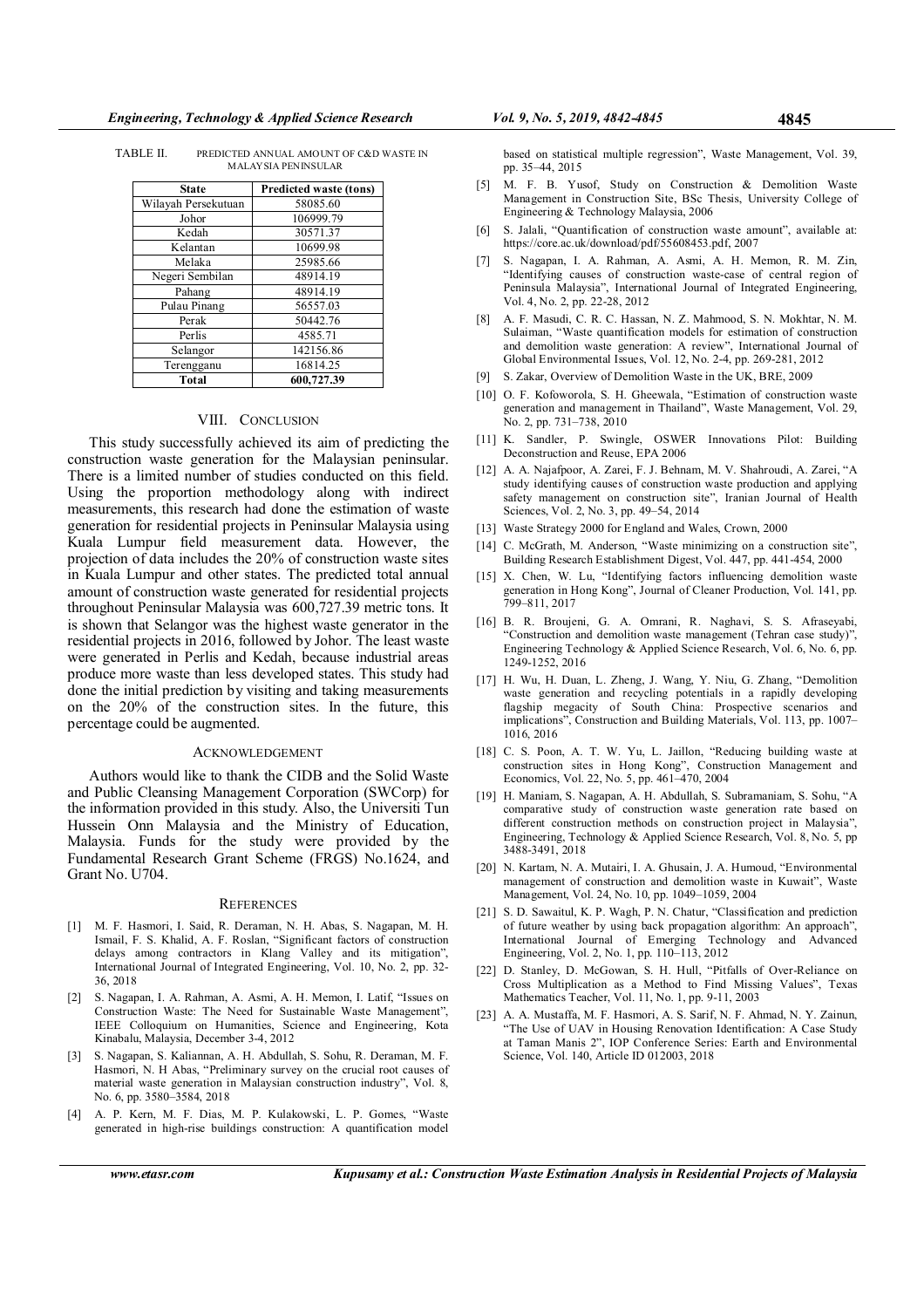TABLE II. PREDICTED ANNUAL AMOUNT OF C&D WASTE IN MALAYSIA PENINSULAR

| State | Predicted waste (tons) |
|---|---|
| Wilayah Persekutuan | 58085.60 |
| Johor | 106999.79 |
| Kedah | 30571.37 |
| Kelantan | 10699.98 |
| Melaka | 25985.66 |
| Negeri Sembilan | 48914.19 |
| Pahang | 48914.19 |
| Pulau Pinang | 56557.03 |
| Perak | 50442.76 |
| Perlis | 4585.71 |
| Selangor | 142156.86 |
| Terengganu | 16814.25 |
| **Total** | **600,727.39** |

## VIII. CONCLUSION

This study successfully achieved its aim of predicting the construction waste generation for the Malaysian peninsular. There is a limited number of studies conducted on this field. Using the proportion methodology along with indirect measurements, this research had done the estimation of waste generation for residential projects in Peninsular Malaysia using Kuala Lumpur field measurement data. However, the projection of data includes the 20% of construction waste sites in Kuala Lumpur and other states. The predicted total annual amount of construction waste generated for residential projects throughout Peninsular Malaysia was 600,727.39 metric tons. It is shown that Selangor was the highest waste generator in the residential projects in 2016, followed by Johor. The least waste were generated in Perlis and Kedah, because industrial areas produce more waste than less developed states. This study had done the initial prediction by visiting and taking measurements on the 20% of the construction sites. In the future, this percentage could be augmented.

## ACKNOWLEDGEMENT

Authors would like to thank the CIDB and the Solid Waste and Public Cleansing Management Corporation (SWCorp) for the information provided in this study. Also, the Universiti Tun Hussein Onn Malaysia and the Ministry of Education, Malaysia. Funds for the study were provided by the Fundamental Research Grant Scheme (FRGS) No.1624, and Grant No. U704.

## REFERENCES

[1] M. F. Hasmori, I. Said, R. Deraman, N. H. Abas, S. Nagapan, M. H. Ismail, F. S. Khalid, A. F. Roslan, "Significant factors of construction delays among contractors in Klang Valley and its mitigation", International Journal of Integrated Engineering, Vol. 10, No. 2, pp. 32-36, 2018

[2] S. Nagapan, I. A. Rahman, A. Asmi, A. H. Memon, I. Latif, "Issues on Construction Waste: The Need for Sustainable Waste Management", IEEE Colloquium on Humanities, Science and Engineering, Kota Kinabalu, Malaysia, December 3-4, 2012

[3] S. Nagapan, S. Kaliannan, A. H. Abdullah, S. Sohu, R. Deraman, M. F. Hasmori, N. H Abas, "Preliminary survey on the crucial root causes of material waste generation in Malaysian construction industry", Vol. 8, No. 6, pp. 3580–3584, 2018

[4] A. P. Kern, M. F. Dias, M. P. Kulakowski, L. P. Gomes, "Waste generated in high-rise buildings construction: A quantification model based on statistical multiple regression", Waste Management, Vol. 39, pp. 35–44, 2015

[5] M. F. B. Yusof, Study on Construction & Demolition Waste Management in Construction Site, BSc Thesis, University College of Engineering & Technology Malaysia, 2006

[6] S. Jalali, "Quantification of construction waste amount", available at: https://core.ac.uk/download/pdf/55608453.pdf, 2007

[7] S. Nagapan, I. A. Rahman, A. Asmi, A. H. Memon, R. M. Zin, "Identifying causes of construction waste-case of central region of Peninsula Malaysia", International Journal of Integrated Engineering, Vol. 4, No. 2, pp. 22-28, 2012

[8] A. F. Masudi, C. R. C. Hassan, N. Z. Mahmood, S. N. Mokhtar, N. M. Sulaiman, "Waste quantification models for estimation of construction and demolition waste generation: A review", International Journal of Global Environmental Issues, Vol. 12, No. 2-4, pp. 269-281, 2012

[9] S. Zakar, Overview of Demolition Waste in the UK, BRE, 2009

[10] O. F. Kofoworola, S. H. Gheewala, "Estimation of construction waste generation and management in Thailand", Waste Management, Vol. 29, No. 2, pp. 731–738, 2010

[11] K. Sandler, P. Swingle, OSWER Innovations Pilot: Building Deconstruction and Reuse, EPA 2006

[12] A. A. Najafpoor, A. Zarei, F. J. Behnam, M. V. Shahroudi, A. Zarei, "A study identifying causes of construction waste production and applying safety management on construction site", Iranian Journal of Health Sciences, Vol. 2, No. 3, pp. 49–54, 2014

[13] Waste Strategy 2000 for England and Wales, Crown, 2000

[14] C. McGrath, M. Anderson, "Waste minimizing on a construction site", Building Research Establishment Digest, Vol. 447, pp. 441-454, 2000

[15] X. Chen, W. Lu, "Identifying factors influencing demolition waste generation in Hong Kong", Journal of Cleaner Production, Vol. 141, pp. 799–811, 2017

[16] B. R. Broujeni, G. A. Omrani, R. Naghavi, S. S. Afraseyabi, "Construction and demolition waste management (Tehran case study)", Engineering Technology & Applied Science Research, Vol. 6, No. 6, pp. 1249-1252, 2016

[17] H. Wu, H. Duan, L. Zheng, J. Wang, Y. Niu, G. Zhang, "Demolition waste generation and recycling potentials in a rapidly developing flagship megacity of South China: Prospective scenarios and implications", Construction and Building Materials, Vol. 113, pp. 1007–1016, 2016

[18] C. S. Poon, A. T. W. Yu, L. Jaillon, "Reducing building waste at construction sites in Hong Kong", Construction Management and Economics, Vol. 22, No. 5, pp. 461–470, 2004

[19] H. Maniam, S. Nagapan, A. H. Abdullah, S. Subramaniam, S. Sohu, "A comparative study of construction waste generation rate based on different construction methods on construction project in Malaysia", Engineering, Technology & Applied Science Research, Vol. 8, No. 5, pp 3488-3491, 2018

[20] N. Kartam, N. A. Mutairi, I. A. Ghusain, J. A. Humoud, "Environmental management of construction and demolition waste in Kuwait", Waste Management, Vol. 24, No. 10, pp. 1049–1059, 2004

[21] S. D. Sawaitul, K. P. Wagh, P. N. Chatur, "Classification and prediction of future weather by using back propagation algorithm: An approach", International Journal of Emerging Technology and Advanced Engineering, Vol. 2, No. 1, pp. 110–113, 2012

[22] D. Stanley, D. McGowan, S. H. Hull, "Pitfalls of Over-Reliance on Cross Multiplication as a Method to Find Missing Values", Texas Mathematics Teacher, Vol. 11, No. 1, pp. 9-11, 2003

[23] A. A. Mustaffa, M. F. Hasmori, A. S. Sarif, N. F. Ahmad, N. Y. Zainun, "The Use of UAV in Housing Renovation Identification: A Case Study at Taman Manis 2", IOP Conference Series: Earth and Environmental Science, Vol. 140, Article ID 012003, 2018